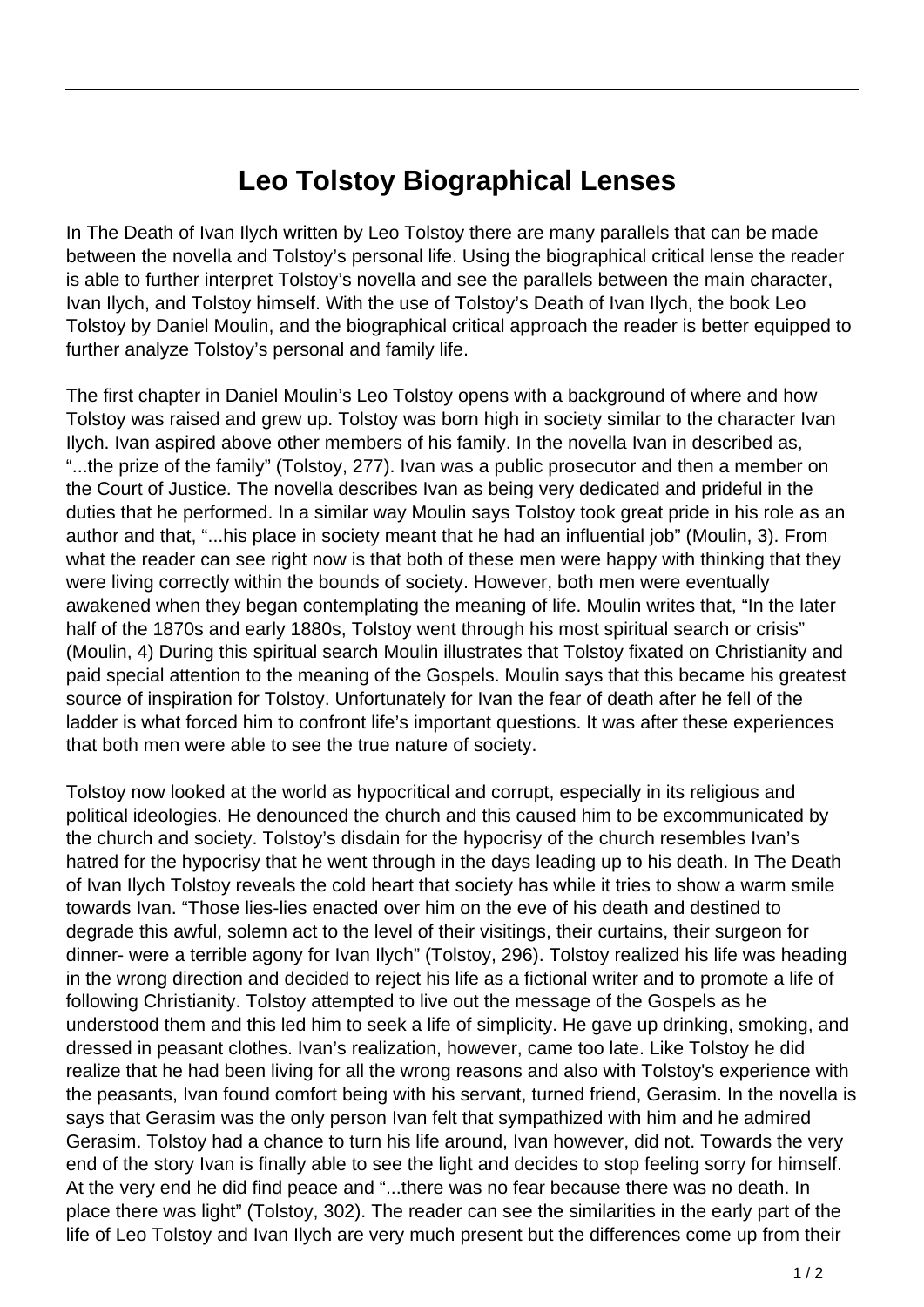# Leo Tolstoy Biographical Lenses

In The Death of Ivan Ilych written by Leo Tolstoy there are many parallels that can be made between the novella and Tolstoy's personal life. Using the biographical critical lense the reader is able to further interpret Tolstoy's novella and see the parallels between the main character, Ivan Ilych, and Tolstoy himself. With the use of Tolstoy's Death of Ivan Ilych, the book Leo Tolstoy by Daniel Moulin, and the biographical critical approach the reader is better equipped to further analyze Tolstoy's personal and family life.

The first chapter in Daniel Moulin's Leo Tolstoy opens with a background of where and how Tolstoy was raised and grew up. Tolstoy was born high in society similar to the character Ivan Ilych. Ivan aspired above other members of his family. In the novella Ivan in described as, "...the prize of the family" (Tolstoy, 277). Ivan was a public prosecutor and then a member on the Court of Justice. The novella describes Ivan as being very dedicated and prideful in the duties that he performed. In a similar way Moulin says Tolstoy took great pride in his role as an author and that, "...his place in society meant that he had an influential job" (Moulin, 3). From what the reader can see right now is that both of these men were happy with thinking that they were living correctly within the bounds of society. However, both men were eventually awakened when they began contemplating the meaning of life. Moulin writes that, "In the later half of the 1870s and early 1880s, Tolstoy went through his most spiritual search or crisis" (Moulin, 4) During this spiritual search Moulin illustrates that Tolstoy fixated on Christianity and paid special attention to the meaning of the Gospels. Moulin says that this became his greatest source of inspiration for Tolstoy. Unfortunately for Ivan the fear of death after he fell of the ladder is what forced him to confront life's important questions. It was after these experiences that both men were able to see the true nature of society.

Tolstoy now looked at the world as hypocritical and corrupt, especially in its religious and political ideologies. He denounced the church and this caused him to be excommunicated by the church and society. Tolstoy's disdain for the hypocrisy of the church resembles Ivan's hatred for the hypocrisy that he went through in the days leading up to his death. In The Death of Ivan Ilych Tolstoy reveals the cold heart that society has while it tries to show a warm smile towards Ivan. "Those lies-lies enacted over him on the eve of his death and destined to degrade this awful, solemn act to the level of their visitings, their curtains, their surgeon for dinner- were a terrible agony for Ivan Ilych" (Tolstoy, 296). Tolstoy realized his life was heading in the wrong direction and decided to reject his life as a fictional writer and to promote a life of following Christianity. Tolstoy attempted to live out the message of the Gospels as he understood them and this led him to seek a life of simplicity. He gave up drinking, smoking, and dressed in peasant clothes. Ivan's realization, however, came too late. Like Tolstoy he did realize that he had been living for all the wrong reasons and also with Tolstoy's experience with the peasants, Ivan found comfort being with his servant, turned friend, Gerasim. In the novella is says that Gerasim was the only person Ivan felt that sympathized with him and he admired Gerasim. Tolstoy had a chance to turn his life around, Ivan however, did not. Towards the very end of the story Ivan is finally able to see the light and decides to stop feeling sorry for himself. At the very end he did find peace and "...there was no fear because there was no death. In place there was light" (Tolstoy, 302). The reader can see the similarities in the early part of the life of Leo Tolstoy and Ivan Ilych are very much present but the differences come up from their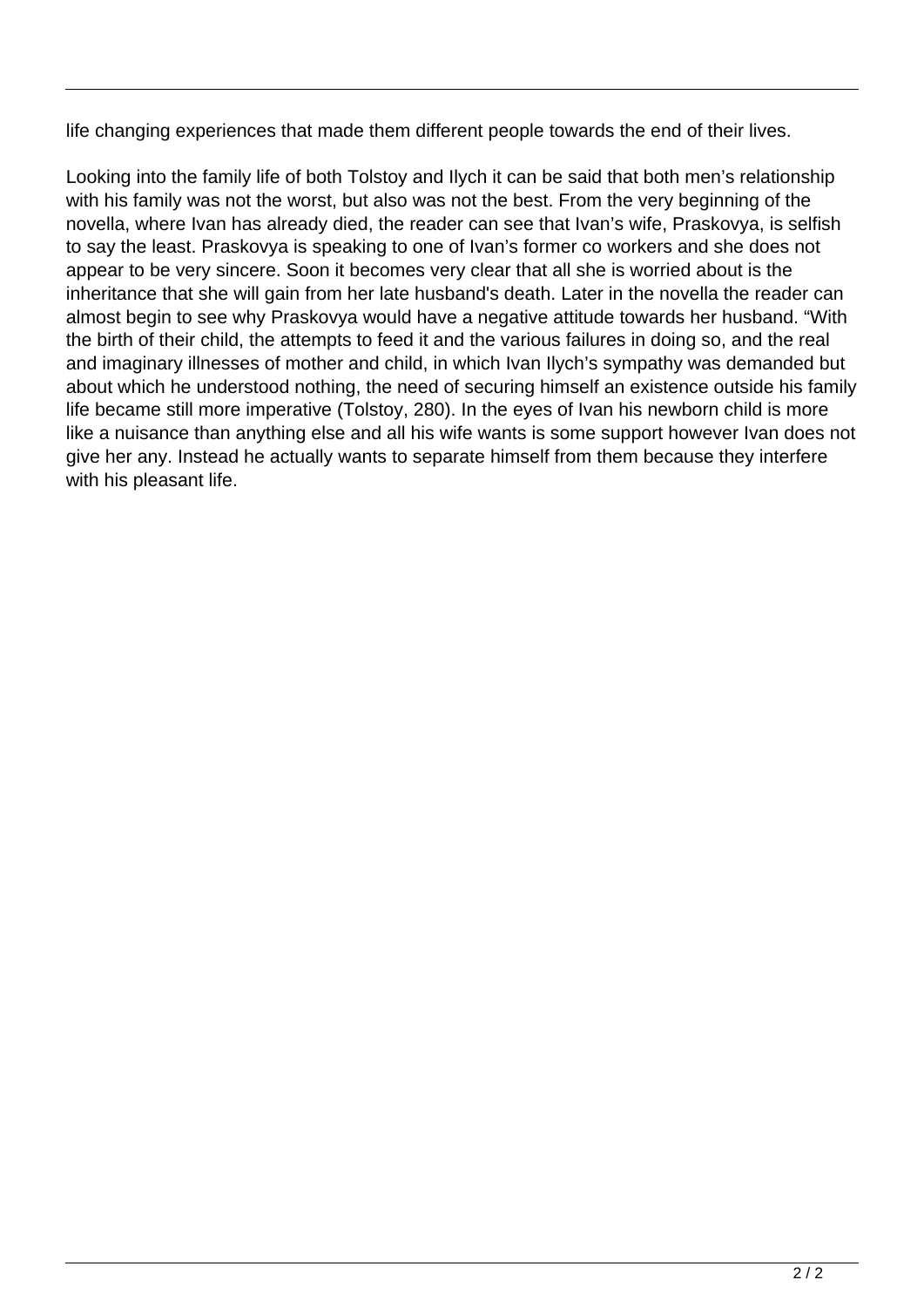life changing experiences that made them different people towards the end of their lives.

Looking into the family life of both Tolstoy and Ilych it can be said that both men's relationship with his family was not the worst, but also was not the best. From the very beginning of the novella, where Ivan has already died, the reader can see that Ivan's wife, Praskovya, is selfish to say the least. Praskovya is speaking to one of Ivan's former co workers and she does not appear to be very sincere. Soon it becomes very clear that all she is worried about is the inheritance that she will gain from her late husband's death. Later in the novella the reader can almost begin to see why Praskovya would have a negative attitude towards her husband. "With the birth of their child, the attempts to feed it and the various failures in doing so, and the real and imaginary illnesses of mother and child, in which Ivan Ilych's sympathy was demanded but about which he understood nothing, the need of securing himself an existence outside his family life became still more imperative (Tolstoy, 280). In the eyes of Ivan his newborn child is more like a nuisance than anything else and all his wife wants is some support however Ivan does not give her any. Instead he actually wants to separate himself from them because they interfere with his pleasant life.